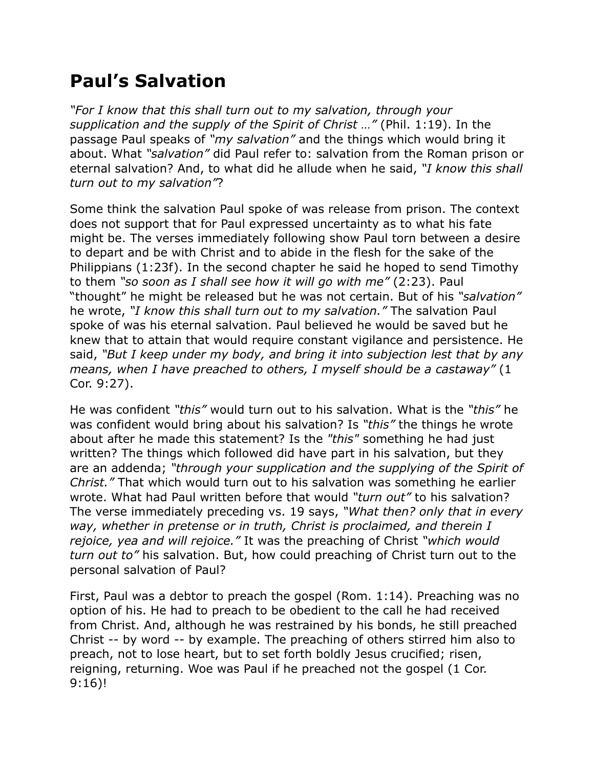# Paul's Salvation

*"For I know that this shall turn out to my salvation, through your supplication and the supply of the Spirit of Christ …"* (Phil. 1:19). In the passage Paul speaks of *"my salvation"* and the things which would bring it about. What *"salvation"* did Paul refer to: salvation from the Roman prison or eternal salvation? And, to what did he allude when he said, *"I know this shall turn out to my salvation"*?

Some think the salvation Paul spoke of was release from prison. The context does not support that for Paul expressed uncertainty as to what his fate might be. The verses immediately following show Paul torn between a desire to depart and be with Christ and to abide in the flesh for the sake of the Philippians (1:23f). In the second chapter he said he hoped to send Timothy to them *"so soon as I shall see how it will go with me"* (2:23). Paul "thought" he might be released but he was not certain. But of his *"salvation"* he wrote, *"I know this shall turn out to my salvation."* The salvation Paul spoke of was his eternal salvation. Paul believed he would be saved but he knew that to attain that would require constant vigilance and persistence. He said, *"But I keep under my body, and bring it into subjection lest that by any means, when I have preached to others, I myself should be a castaway"* (1 Cor. 9:27).

He was confident *"this"* would turn out to his salvation. What is the *"this"* he was confident would bring about his salvation? Is *"this"* the things he wrote about after he made this statement? Is the *"this"* something he had just written? The things which followed did have part in his salvation, but they are an addenda; *"through your supplication and the supplying of the Spirit of Christ."* That which would turn out to his salvation was something he earlier wrote. What had Paul written before that would *"turn out"* to his salvation? The verse immediately preceding vs. 19 says, *"What then? only that in every way, whether in pretense or in truth, Christ is proclaimed, and therein I rejoice, yea and will rejoice."* It was the preaching of Christ *"which would turn out to"* his salvation. But, how could preaching of Christ turn out to the personal salvation of Paul?

First, Paul was a debtor to preach the gospel (Rom. 1:14). Preaching was no option of his. He had to preach to be obedient to the call he had received from Christ. And, although he was restrained by his bonds, he still preached Christ -- by word -- by example. The preaching of others stirred him also to preach, not to lose heart, but to set forth boldly Jesus crucified; risen, reigning, returning. Woe was Paul if he preached not the gospel (1 Cor. 9:16)!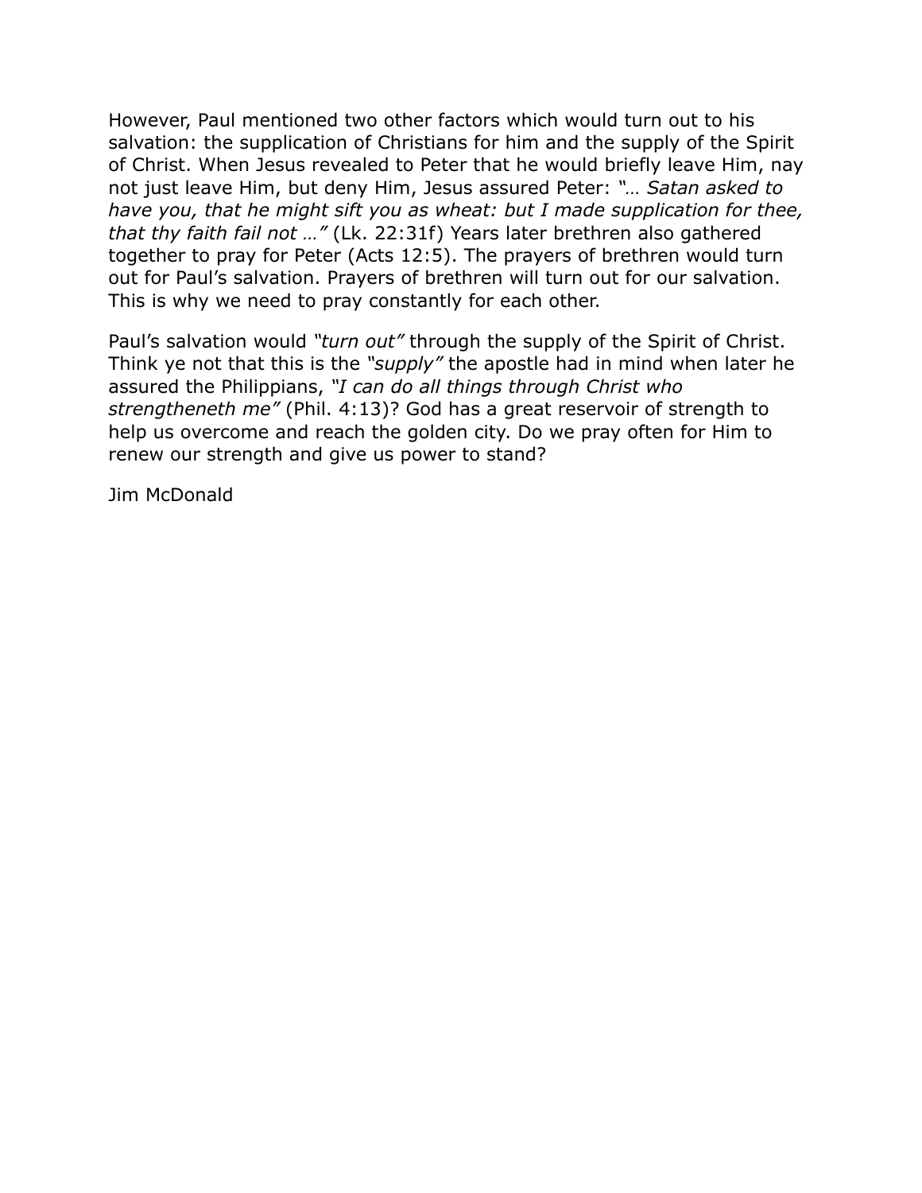However, Paul mentioned two other factors which would turn out to his salvation: the supplication of Christians for him and the supply of the Spirit of Christ. When Jesus revealed to Peter that he would briefly leave Him, nay not just leave Him, but deny Him, Jesus assured Peter: *"… Satan asked to have you, that he might sift you as wheat: but I made supplication for thee, that thy faith fail not …"* (Lk. 22:31f) Years later brethren also gathered together to pray for Peter (Acts 12:5). The prayers of brethren would turn out for Paul's salvation. Prayers of brethren will turn out for our salvation. This is why we need to pray constantly for each other.

Paul's salvation would *"turn out"* through the supply of the Spirit of Christ. Think ye not that this is the *"supply"* the apostle had in mind when later he assured the Philippians, *"I can do all things through Christ who strengtheneth me"* (Phil. 4:13)? God has a great reservoir of strength to help us overcome and reach the golden city. Do we pray often for Him to renew our strength and give us power to stand?

Jim McDonald